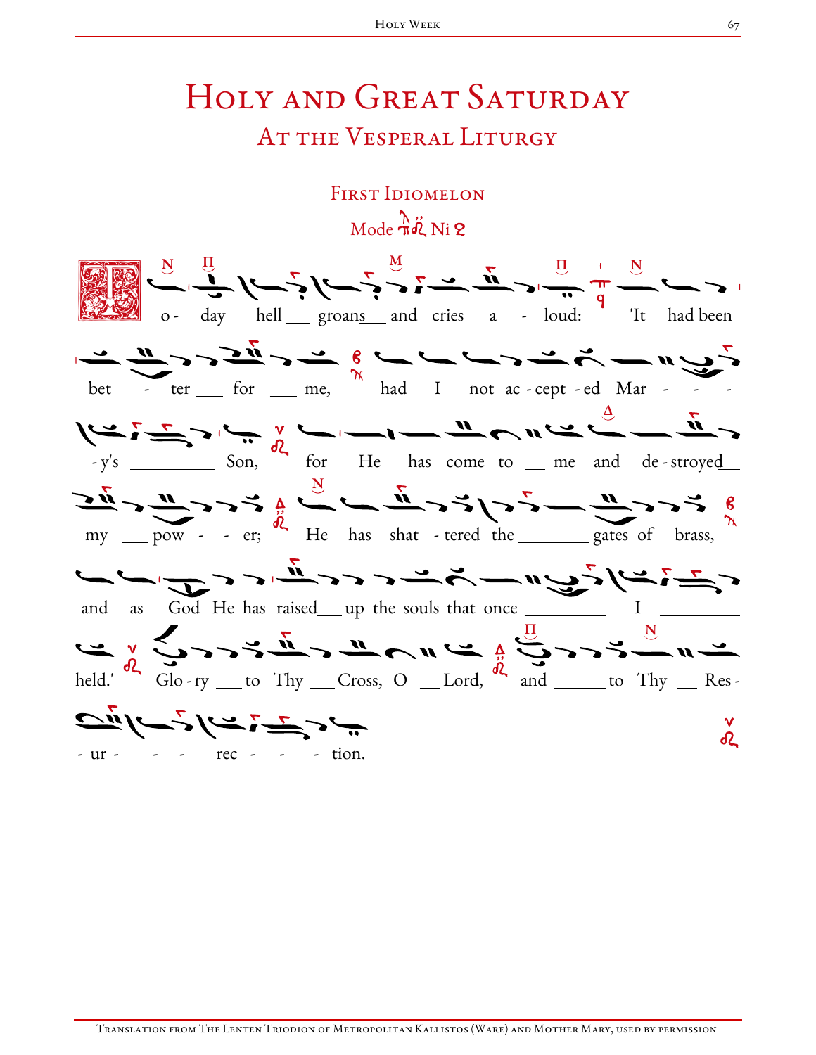# Holy and Great Saturday

## At the Vesperal Liturgy

### First Idiomelon

Mode Ni

To - day hell ___ groans ___ and cries a - loud: 'It had been bet - ter ___ for ___ me, had I not ac - cept - ed Mar - - - - y's _________ Son, for He has come to ___ me and de - stroyed ___ my ___ pow - - er; He has shat - tered the ________ gates of brass, and as God He has raised ___ up the souls that once _________ I _________ held.' Glo - ry ___ to Thy ___ Cross, O ___ Lord, and ______ to Thy ___ Res - - ur - - - rec - - - tion.

Translation from The Lenten Triodion of Metropolitan Kallistos (Ware) and Mother Mary, used by permission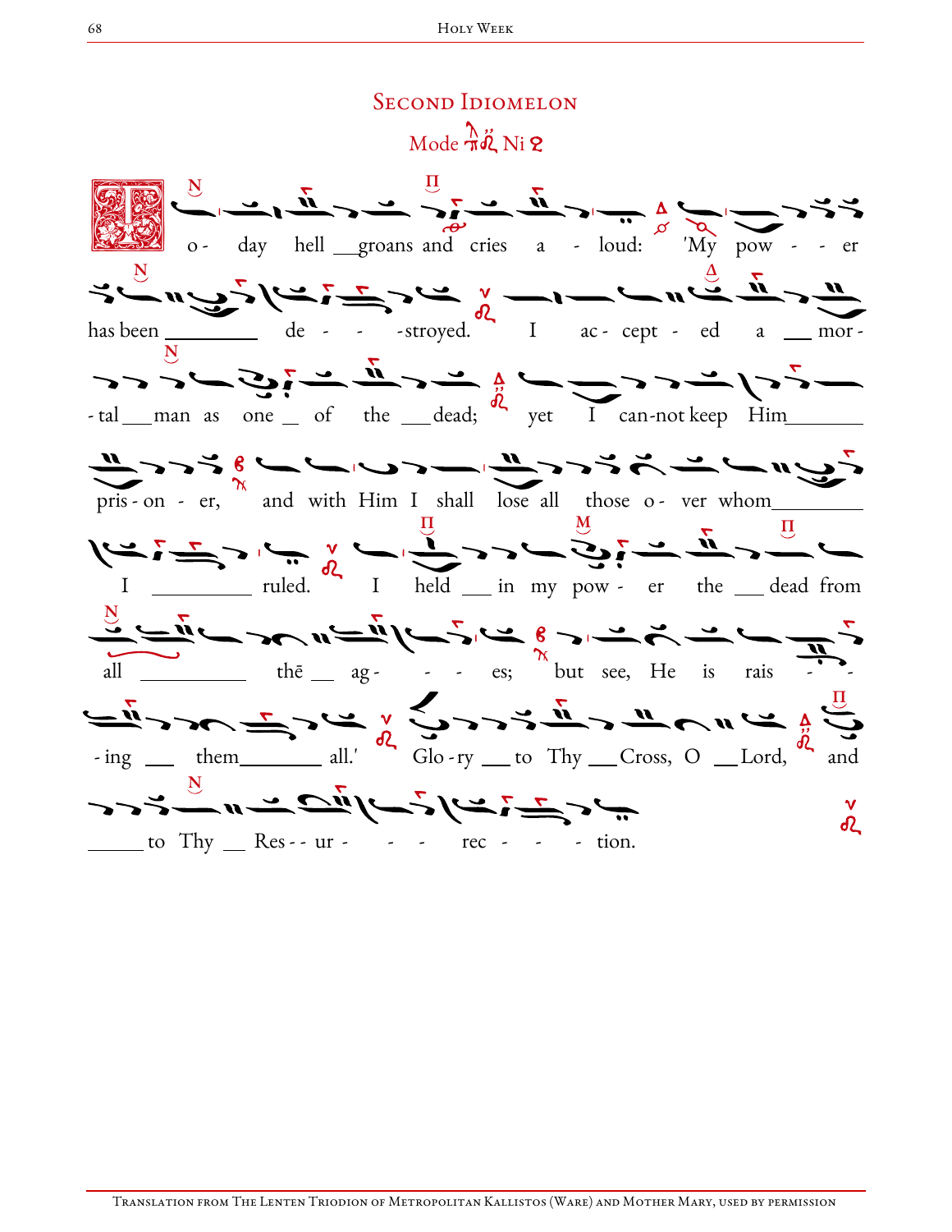# Second Idiomelon

Mode Ni

To-day hell groans and cries aloud: 'My power has been destroyed. I accepted a mortal man as one of the dead; yet I cannot keep Him prisoner, and with Him I shall lose all those over whom I ruled. I held in my power the dead from all the ages; but see, He is raising them all.' Glory to Thy Cross, O Lord, and to Thy Resurrection.

Translation from The Lenten Triodion of Metropolitan Kallistos (Ware) and Mother Mary, used by permission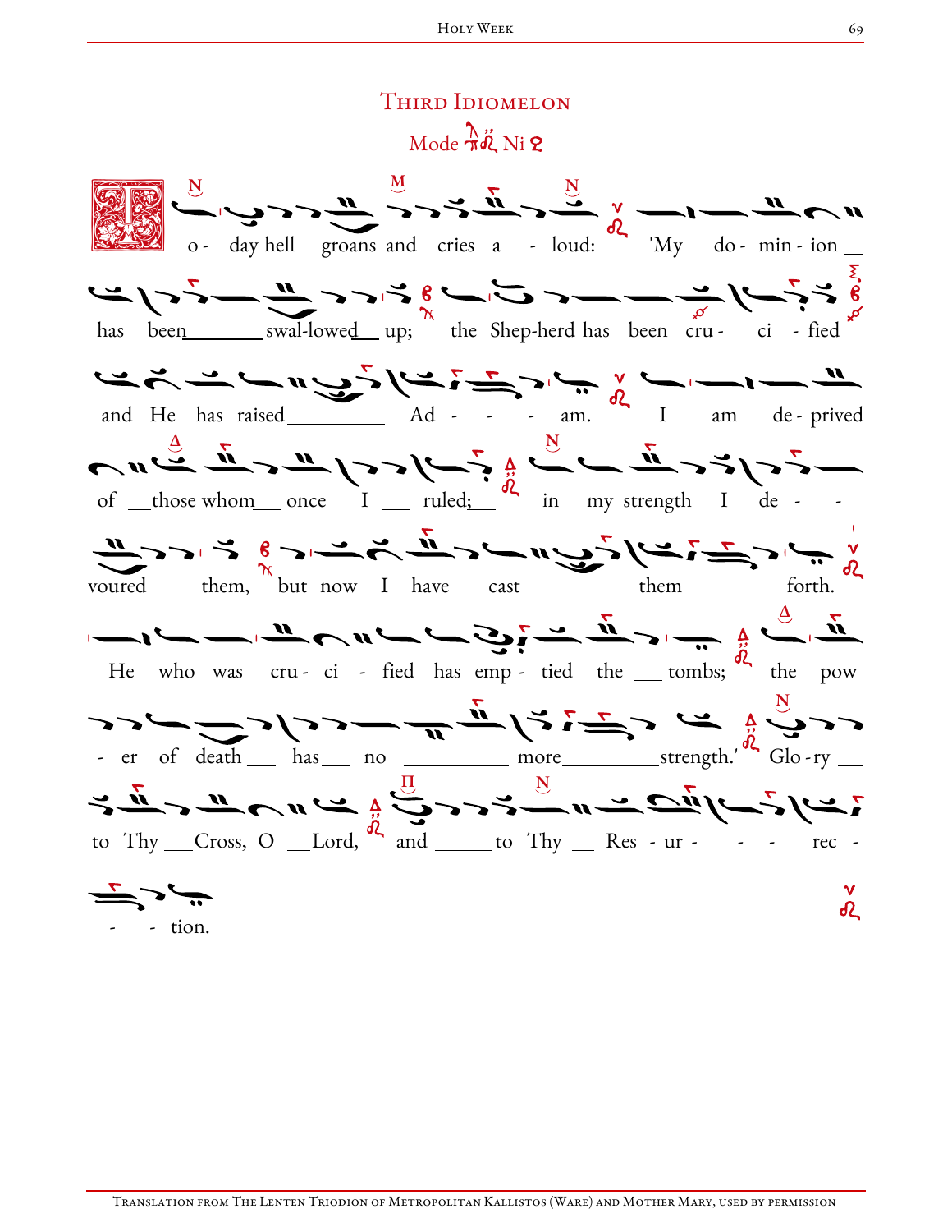# Third Idiomelon

Mode Ni

To- day hell groans and cries a - loud: 'My do- min - ion has been swal-lowed up; the Shep-herd has been cru - ci - fied and He has raised Ad - - - am. I am de - prived of those whom once I ruled; in my strength I de - - voured them, but now I have cast them forth. He who was cru - ci - fied has emp - tied the tombs; the pow - er of death has no more strength.' Glo - ry to Thy Cross, O Lord, and to Thy Res - ur - - - rec - - - tion.

Translation from The Lenten Triodion of Metropolitan Kallistos (Ware) and Mother Mary, used by permission